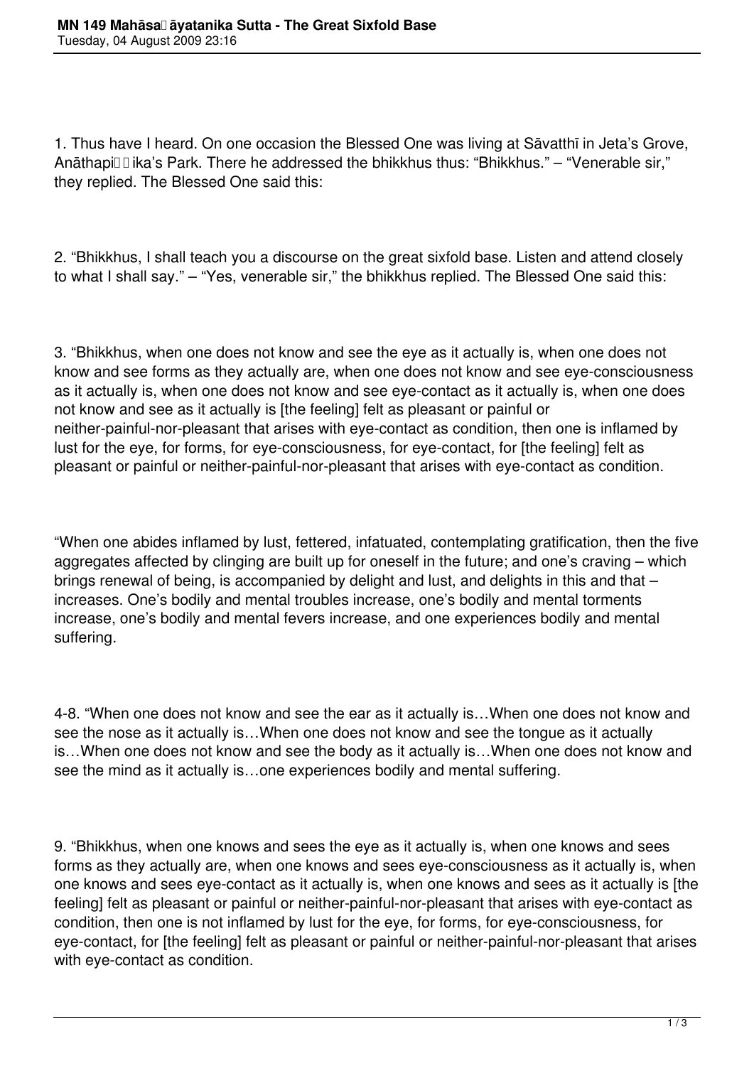1. Thus have I heard. On one occasion the Blessed One was living at Sāvatthī in Jeta's Grove, Anāthapiṇḍika's Park. There he addressed the bhikkhus thus: "Bhikkhus." – "Venerable sir," they replied. The Blessed One said this:

2. "Bhikkhus, I shall teach you a discourse on the great sixfold base. Listen and attend closely to what I shall say." – "Yes, venerable sir," the bhikkhus replied. The Blessed One said this:

3. "Bhikkhus, when one does not know and see the eye as it actually is, when one does not know and see forms as they actually are, when one does not know and see eye-consciousness as it actually is, when one does not know and see eye-contact as it actually is, when one does not know and see as it actually is [the feeling] felt as pleasant or painful or neither-painful-nor-pleasant that arises with eye-contact as condition, then one is inflamed by lust for the eye, for forms, for eye-consciousness, for eye-contact, for [the feeling] felt as pleasant or painful or neither-painful-nor-pleasant that arises with eye-contact as condition.

"When one abides inflamed by lust, fettered, infatuated, contemplating gratification, then the five aggregates affected by clinging are built up for oneself in the future; and one's craving – which brings renewal of being, is accompanied by delight and lust, and delights in this and that – increases. One's bodily and mental troubles increase, one's bodily and mental torments increase, one's bodily and mental fevers increase, and one experiences bodily and mental suffering.

4-8. "When one does not know and see the ear as it actually is…When one does not know and see the nose as it actually is…When one does not know and see the tongue as it actually is…When one does not know and see the body as it actually is…When one does not know and see the mind as it actually is…one experiences bodily and mental suffering.

9. "Bhikkhus, when one knows and sees the eye as it actually is, when one knows and sees forms as they actually are, when one knows and sees eye-consciousness as it actually is, when one knows and sees eye-contact as it actually is, when one knows and sees as it actually is [the feeling] felt as pleasant or painful or neither-painful-nor-pleasant that arises with eye-contact as condition, then one is not inflamed by lust for the eye, for forms, for eye-consciousness, for eye-contact, for [the feeling] felt as pleasant or painful or neither-painful-nor-pleasant that arises with eye-contact as condition.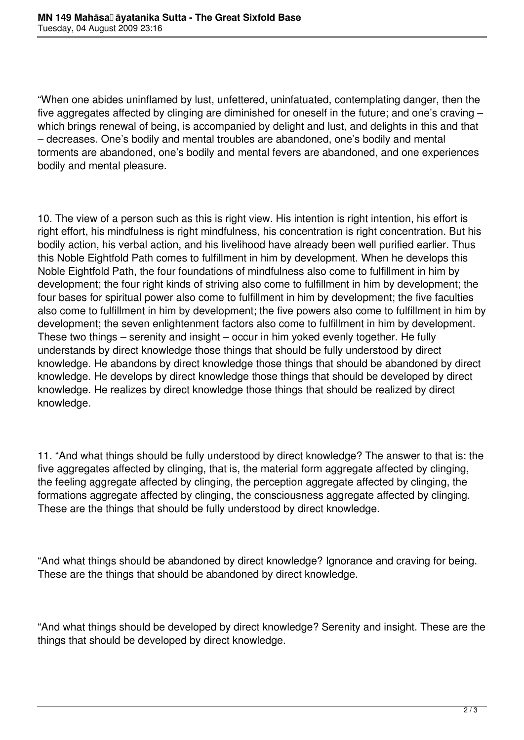"When one abides uninflamed by lust, unfettered, uninfatuated, contemplating danger, then the five aggregates affected by clinging are diminished for oneself in the future; and one's craving – which brings renewal of being, is accompanied by delight and lust, and delights in this and that – decreases. One's bodily and mental troubles are abandoned, one's bodily and mental torments are abandoned, one's bodily and mental fevers are abandoned, and one experiences bodily and mental pleasure.

10. The view of a person such as this is right view. His intention is right intention, his effort is right effort, his mindfulness is right mindfulness, his concentration is right concentration. But his bodily action, his verbal action, and his livelihood have already been well purified earlier. Thus this Noble Eightfold Path comes to fulfillment in him by development. When he develops this Noble Eightfold Path, the four foundations of mindfulness also come to fulfillment in him by development; the four right kinds of striving also come to fulfillment in him by development; the four bases for spiritual power also come to fulfillment in him by development; the five faculties also come to fulfillment in him by development; the five powers also come to fulfillment in him by development; the seven enlightenment factors also come to fulfillment in him by development. These two things – serenity and insight – occur in him yoked evenly together. He fully understands by direct knowledge those things that should be fully understood by direct knowledge. He abandons by direct knowledge those things that should be abandoned by direct knowledge. He develops by direct knowledge those things that should be developed by direct knowledge. He realizes by direct knowledge those things that should be realized by direct knowledge.

11. "And what things should be fully understood by direct knowledge? The answer to that is: the five aggregates affected by clinging, that is, the material form aggregate affected by clinging, the feeling aggregate affected by clinging, the perception aggregate affected by clinging, the formations aggregate affected by clinging, the consciousness aggregate affected by clinging. These are the things that should be fully understood by direct knowledge.

"And what things should be abandoned by direct knowledge? Ignorance and craving for being. These are the things that should be abandoned by direct knowledge.

"And what things should be developed by direct knowledge? Serenity and insight. These are the things that should be developed by direct knowledge.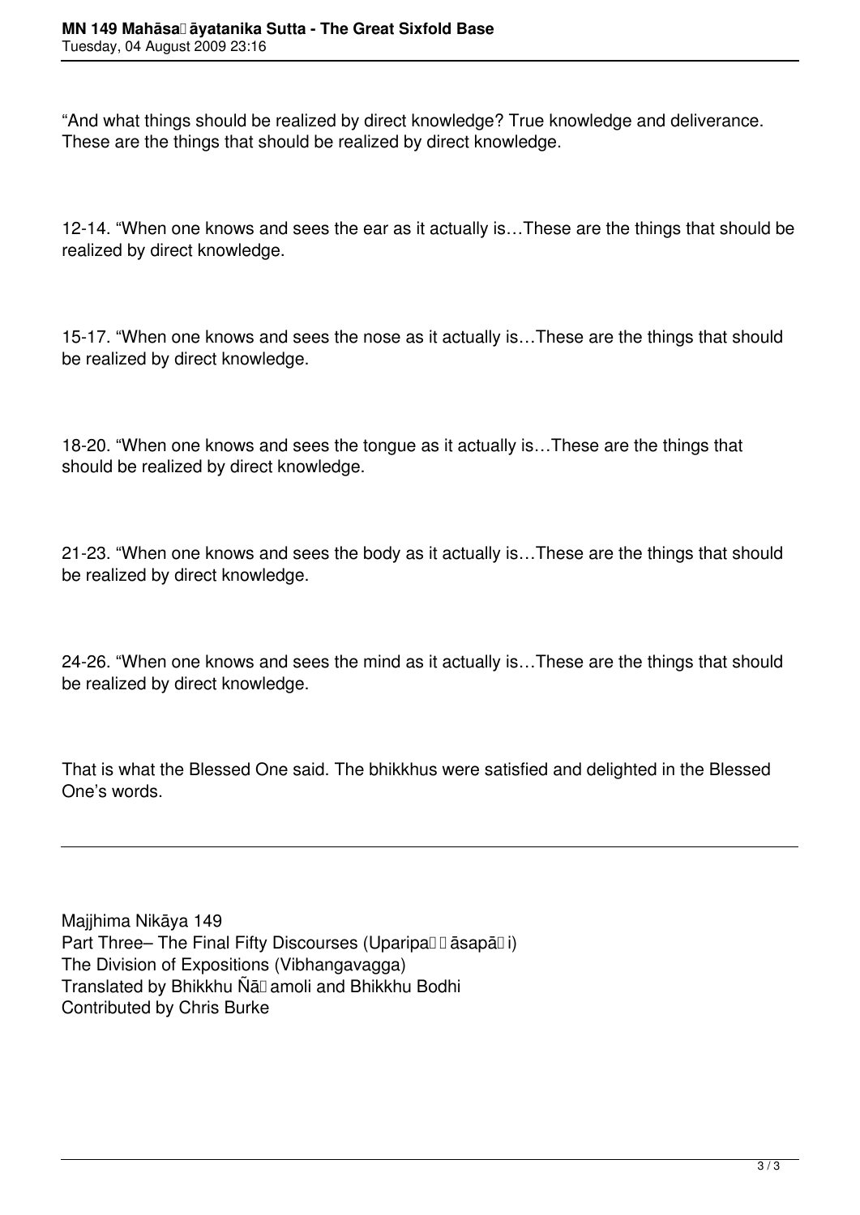"And what things should be realized by direct knowledge? True knowledge and deliverance. These are the things that should be realized by direct knowledge.

12-14. "When one knows and sees the ear as it actually is…These are the things that should be realized by direct knowledge.

15-17. "When one knows and sees the nose as it actually is…These are the things that should be realized by direct knowledge.

18-20. "When one knows and sees the tongue as it actually is…These are the things that should be realized by direct knowledge.

21-23. "When one knows and sees the body as it actually is…These are the things that should be realized by direct knowledge.

24-26. "When one knows and sees the mind as it actually is…These are the things that should be realized by direct knowledge.

That is what the Blessed One said. The bhikkhus were satisfied and delighted in the Blessed One's words.

---

Majjhima Nikāya 149
Part Three– The Final Fifty Discourses (Uparipaṇṇāsapāḷi)
The Division of Expositions (Vibhangavagga)
Translated by Bhikkhu Ñāṇamoli and Bhikkhu Bodhi
Contributed by Chris Burke